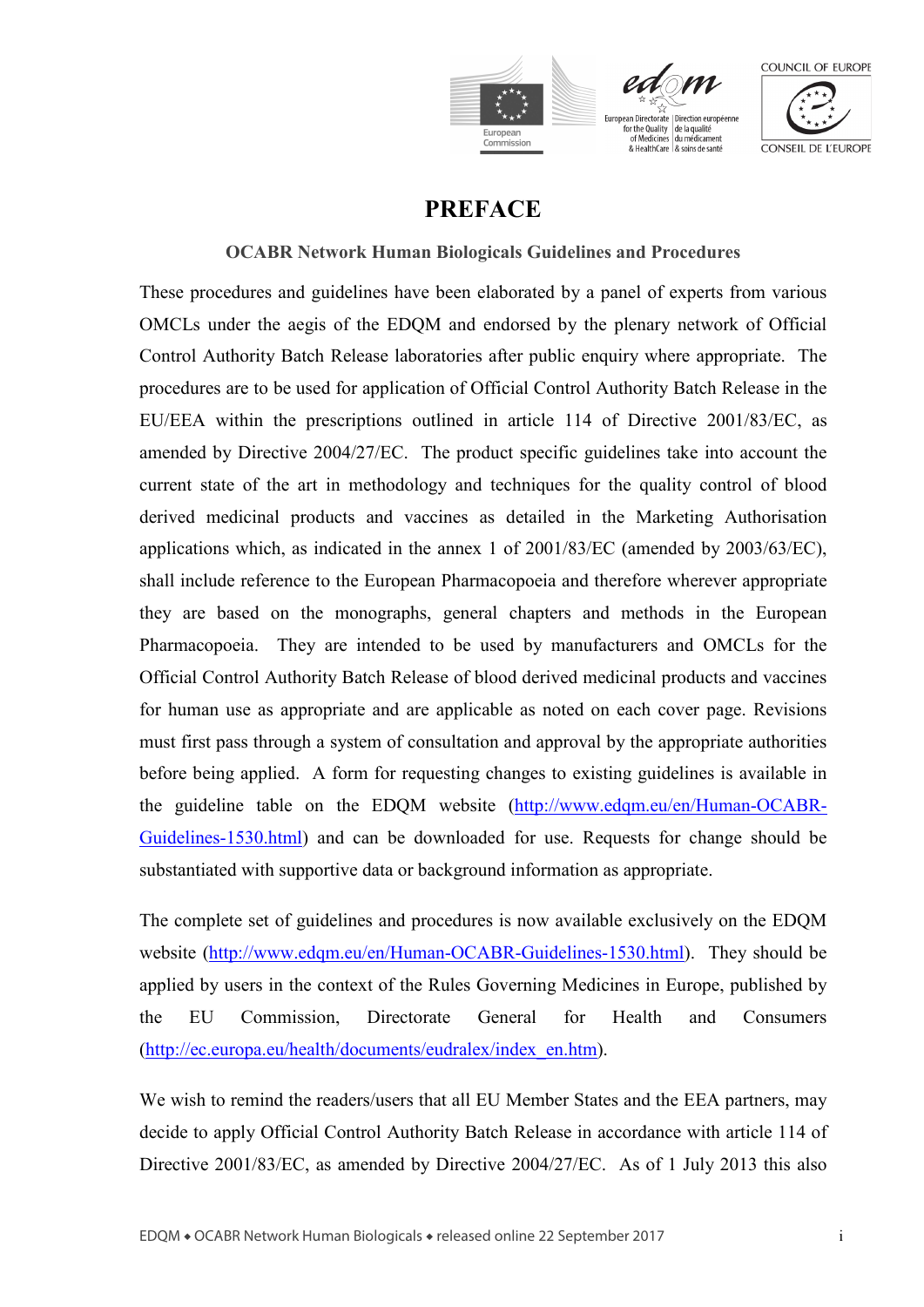# PREFACE

## OCABR Network Human Biologicals Guidelines and Procedures

These procedures and guidelines have been elaborated by a panel of experts from various OMCLs under the aegis of the EDQM and endorsed by the plenary network of Official Control Authority Batch Release laboratories after public enquiry where appropriate. The procedures are to be used for application of Official Control Authority Batch Release in the EU/EEA within the prescriptions outlined in article 114 of Directive 2001/83/EC, as amended by Directive 2004/27/EC. The product specific guidelines take into account the current state of the art in methodology and techniques for the quality control of blood derived medicinal products and vaccines as detailed in the Marketing Authorisation applications which, as indicated in the annex 1 of 2001/83/EC (amended by 2003/63/EC), shall include reference to the European Pharmacopoeia and therefore wherever appropriate they are based on the monographs, general chapters and methods in the European Pharmacopoeia. They are intended to be used by manufacturers and OMCLs for the Official Control Authority Batch Release of blood derived medicinal products and vaccines for human use as appropriate and are applicable as noted on each cover page. Revisions must first pass through a system of consultation and approval by the appropriate authorities before being applied. A form for requesting changes to existing guidelines is available in the guideline table on the EDQM website (http://www.edqm.eu/en/Human-OCABR-Guidelines-1530.html) and can be downloaded for use. Requests for change should be substantiated with supportive data or background information as appropriate.

The complete set of guidelines and procedures is now available exclusively on the EDQM website (http://www.edqm.eu/en/Human-OCABR-Guidelines-1530.html). They should be applied by users in the context of the Rules Governing Medicines in Europe, published by the EU Commission, Directorate General for Health and Consumers (http://ec.europa.eu/health/documents/eudralex/index_en.htm).

We wish to remind the readers/users that all EU Member States and the EEA partners, may decide to apply Official Control Authority Batch Release in accordance with article 114 of Directive 2001/83/EC, as amended by Directive 2004/27/EC. As of 1 July 2013 this also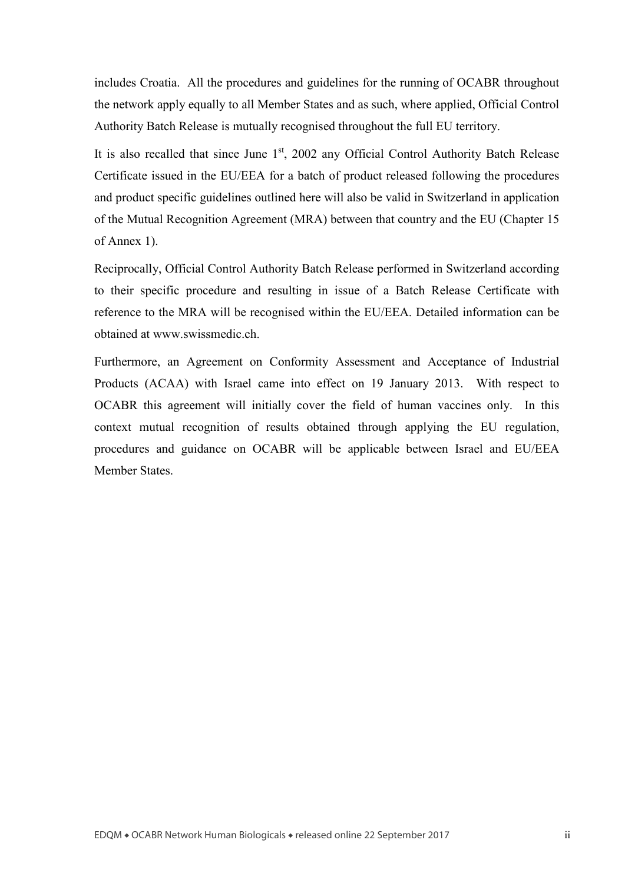includes Croatia. All the procedures and guidelines for the running of OCABR throughout the network apply equally to all Member States and as such, where applied, Official Control Authority Batch Release is mutually recognised throughout the full EU territory.

It is also recalled that since June 1st, 2002 any Official Control Authority Batch Release Certificate issued in the EU/EEA for a batch of product released following the procedures and product specific guidelines outlined here will also be valid in Switzerland in application of the Mutual Recognition Agreement (MRA) between that country and the EU (Chapter 15 of Annex 1).

Reciprocally, Official Control Authority Batch Release performed in Switzerland according to their specific procedure and resulting in issue of a Batch Release Certificate with reference to the MRA will be recognised within the EU/EEA. Detailed information can be obtained at www.swissmedic.ch.

Furthermore, an Agreement on Conformity Assessment and Acceptance of Industrial Products (ACAA) with Israel came into effect on 19 January 2013. With respect to OCABR this agreement will initially cover the field of human vaccines only. In this context mutual recognition of results obtained through applying the EU regulation, procedures and guidance on OCABR will be applicable between Israel and EU/EEA Member States.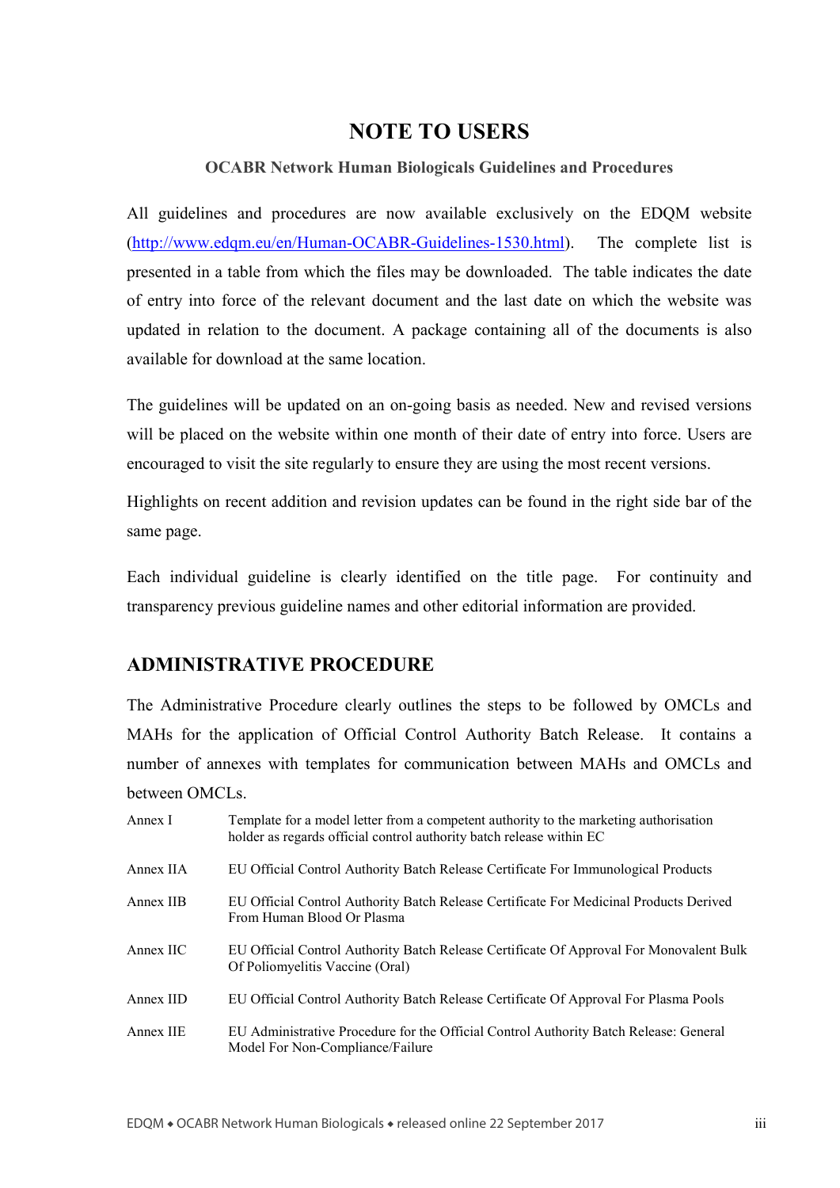# NOTE TO USERS

### OCABR Network Human Biologicals Guidelines and Procedures

All guidelines and procedures are now available exclusively on the EDQM website (http://www.edqm.eu/en/Human-OCABR-Guidelines-1530.html). The complete list is presented in a table from which the files may be downloaded. The table indicates the date of entry into force of the relevant document and the last date on which the website was updated in relation to the document. A package containing all of the documents is also available for download at the same location.

The guidelines will be updated on an on-going basis as needed. New and revised versions will be placed on the website within one month of their date of entry into force. Users are encouraged to visit the site regularly to ensure they are using the most recent versions.

Highlights on recent addition and revision updates can be found in the right side bar of the same page.

Each individual guideline is clearly identified on the title page. For continuity and transparency previous guideline names and other editorial information are provided.

## ADMINISTRATIVE PROCEDURE

The Administrative Procedure clearly outlines the steps to be followed by OMCLs and MAHs for the application of Official Control Authority Batch Release. It contains a number of annexes with templates for communication between MAHs and OMCLs and between OMCLs.

| | |
|---|---|
| Annex I | Template for a model letter from a competent authority to the marketing authorisation holder as regards official control authority batch release within EC |
| Annex IIA | EU Official Control Authority Batch Release Certificate For Immunological Products |
| Annex IIB | EU Official Control Authority Batch Release Certificate For Medicinal Products Derived From Human Blood Or Plasma |
| Annex IIC | EU Official Control Authority Batch Release Certificate Of Approval For Monovalent Bulk Of Poliomyelitis Vaccine (Oral) |
| Annex IID | EU Official Control Authority Batch Release Certificate Of Approval For Plasma Pools |
| Annex IIE | EU Administrative Procedure for the Official Control Authority Batch Release: General Model For Non-Compliance/Failure |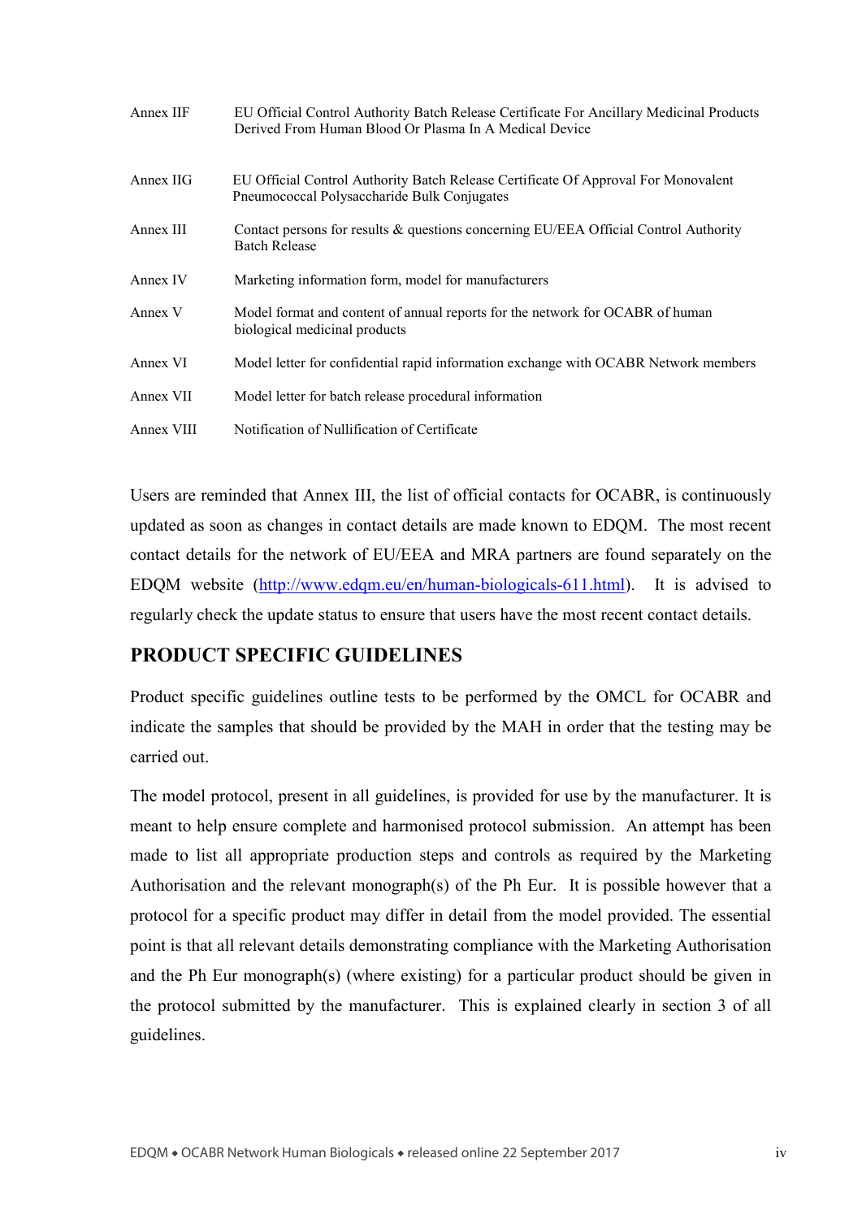| | |
|---|---|
| Annex IIF | EU Official Control Authority Batch Release Certificate For Ancillary Medicinal Products Derived From Human Blood Or Plasma In A Medical Device |
| Annex IIG | EU Official Control Authority Batch Release Certificate Of Approval For Monovalent Pneumococcal Polysaccharide Bulk Conjugates |
| Annex III | Contact persons for results & questions concerning EU/EEA Official Control Authority Batch Release |
| Annex IV | Marketing information form, model for manufacturers |
| Annex V | Model format and content of annual reports for the network for OCABR of human biological medicinal products |
| Annex VI | Model letter for confidential rapid information exchange with OCABR Network members |
| Annex VII | Model letter for batch release procedural information |
| Annex VIII | Notification of Nullification of Certificate |

Users are reminded that Annex III, the list of official contacts for OCABR, is continuously updated as soon as changes in contact details are made known to EDQM. The most recent contact details for the network of EU/EEA and MRA partners are found separately on the EDQM website (http://www.edqm.eu/en/human-biologicals-611.html). It is advised to regularly check the update status to ensure that users have the most recent contact details.

## PRODUCT SPECIFIC GUIDELINES

Product specific guidelines outline tests to be performed by the OMCL for OCABR and indicate the samples that should be provided by the MAH in order that the testing may be carried out.

The model protocol, present in all guidelines, is provided for use by the manufacturer. It is meant to help ensure complete and harmonised protocol submission. An attempt has been made to list all appropriate production steps and controls as required by the Marketing Authorisation and the relevant monograph(s) of the Ph Eur. It is possible however that a protocol for a specific product may differ in detail from the model provided. The essential point is that all relevant details demonstrating compliance with the Marketing Authorisation and the Ph Eur monograph(s) (where existing) for a particular product should be given in the protocol submitted by the manufacturer. This is explained clearly in section 3 of all guidelines.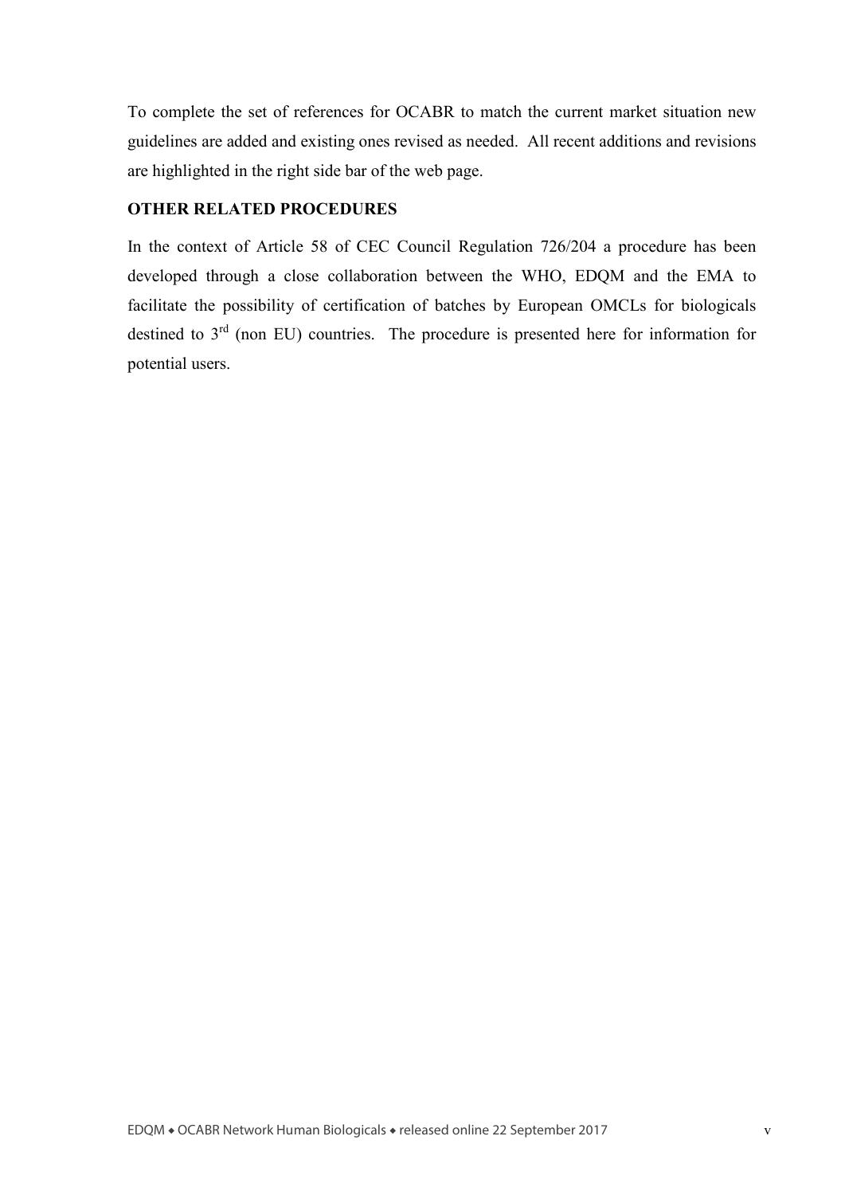To complete the set of references for OCABR to match the current market situation new guidelines are added and existing ones revised as needed. All recent additions and revisions are highlighted in the right side bar of the web page.

**OTHER RELATED PROCEDURES**

In the context of Article 58 of CEC Council Regulation 726/204 a procedure has been developed through a close collaboration between the WHO, EDQM and the EMA to facilitate the possibility of certification of batches by European OMCLs for biologicals destined to 3rd (non EU) countries. The procedure is presented here for information for potential users.